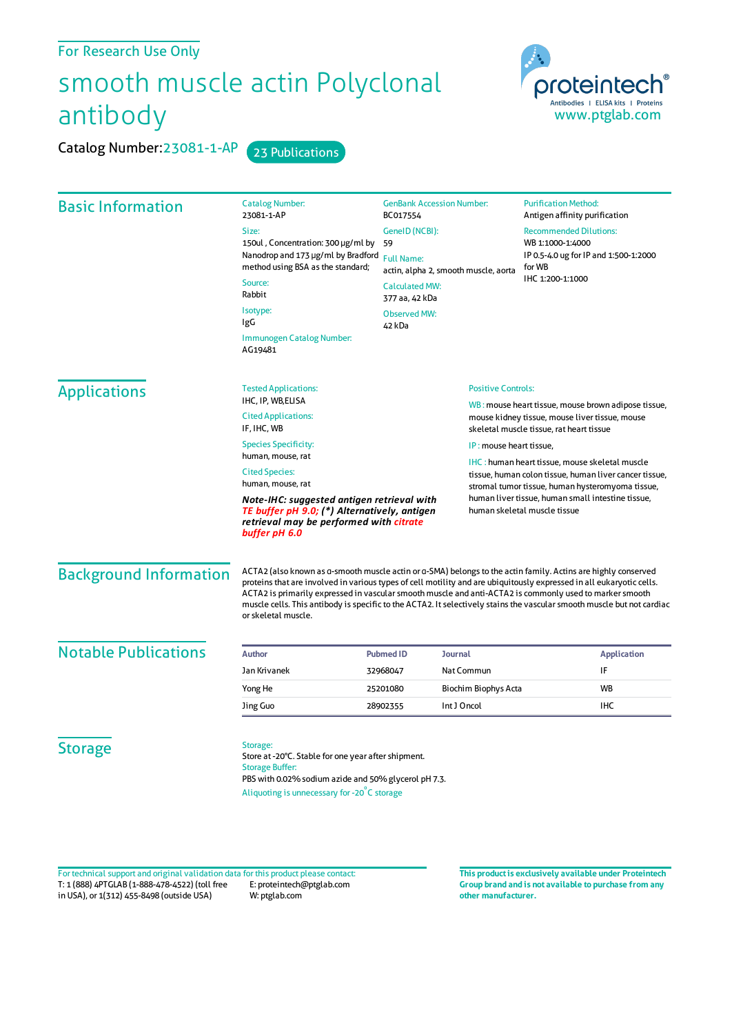For Research Use Only

# smooth muscle actin Polyclonal antibody

Catalog Number:23081-1-AP 23 Publications

proteintech® Antibodies | ELISA kits | Proteins www.ptglab.com

## Basic Information

Catalog Number:
23081-1-AP

Size:
150ul , Concentration: 300 μg/ml by Nanodrop and 173 μg/ml by Bradford method using BSA as the standard;

Source:
Rabbit

Isotype:
IgG

Immunogen Catalog Number:
AG19481

GenBank Accession Number:
BC017554

GeneID (NCBI):
59

Full Name:
actin, alpha 2, smooth muscle, aorta

Calculated MW:
377 aa, 42 kDa

Observed MW:
42 kDa

Purification Method:
Antigen affinity purification

Recommended Dilutions:
WB 1:1000-1:4000
IP 0.5-4.0 ug for IP and 1:500-1:2000 for WB
IHC 1:200-1:1000

## Applications

Tested Applications:
IHC, IP, WB,ELISA

Cited Applications:
IF, IHC, WB

Species Specificity:
human, mouse, rat

Cited Species:
human, mouse, rat

***Note-IHC: suggested antigen retrieval with TE buffer pH 9.0; (*) Alternatively, antigen retrieval may be performed with citrate buffer pH 6.0***

Positive Controls:

WB : mouse heart tissue, mouse brown adipose tissue, mouse kidney tissue, mouse liver tissue, mouse skeletal muscle tissue, rat heart tissue

IP : mouse heart tissue,

IHC : human heart tissue, mouse skeletal muscle tissue, human colon tissue, human liver cancer tissue, stromal tumor tissue, human hysteromyoma tissue, human liver tissue, human small intestine tissue, human skeletal muscle tissue

## Background Information

ACTA2 (also known as α-smooth muscle actin or α-SMA) belongs to the actin family. Actins are highly conserved proteins that are involved in various types of cell motility and are ubiquitously expressed in all eukaryotic cells. ACTA2 is primarily expressed in vascular smooth muscle and anti-ACTA2 is commonly used to marker smooth muscle cells. This antibody is specific to the ACTA2. It selectively stains the vascular smooth muscle but not cardiac or skeletal muscle.

## Notable Publications

| Author | Pubmed ID | Journal | Application |
|---|---|---|---|
| Jan Krivanek | 32968047 | Nat Commun | IF |
| Yong He | 25201080 | Biochim Biophys Acta | WB |
| Jing Guo | 28902355 | Int J Oncol | IHC |

## Storage

Storage:
Store at -20°C. Stable for one year after shipment.

Storage Buffer:
PBS with 0.02% sodium azide and 50% glycerol pH 7.3.

Aliquoting is unnecessary for -20°C storage

For technical support and original validation data for this product please contact:
T: 1 (888) 4PTGLAB (1-888-478-4522) (toll free in USA), or 1(312) 455-8498 (outside USA)
E: proteintech@ptglab.com
W: ptglab.com

**This product is exclusively available under Proteintech Group brand and is not available to purchase from any other manufacturer.**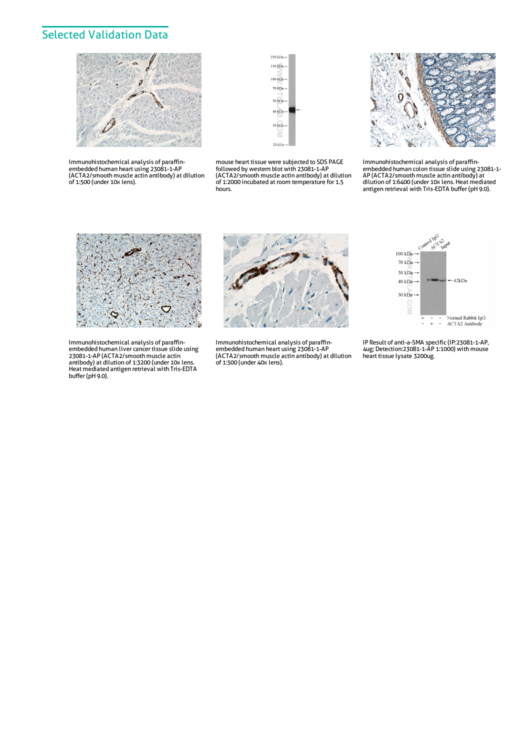## Selected Validation Data

Immunohistochemical analysis of paraffin-embedded human heart using 23081-1-AP (ACTA2/smooth muscle actin antibody) at dilution of 1:500 (under 10x lens).

250 kDa→
150 kDa→
100 kDa→
70 kDa→
50 kDa→
40 kDa→
30 kDa→
20 kDa→

mouse heart tissue were subjected to SDS PAGE followed by western blot with 23081-1-AP (ACTA2/smooth muscle actin antibody) at dilution of 1:2000 incubated at room temperature for 1.5 hours.

Immunohistochemical analysis of paraffin-embedded human colon tissue slide using 23081-1-AP (ACTA2/smooth muscle actin antibody) at dilution of 1:6400 (under 10x lens. Heat mediated antigen retrieval with Tris-EDTA buffer (pH 9.0).

Immunohistochemical analysis of paraffin-embedded human liver cancer tissue slide using 23081-1-AP (ACTA2/smooth muscle actin antibody) at dilution of 1:3200 (under 10x lens. Heat mediated antigen retrieval with Tris-EDTA buffer (pH 9.0).

Immunohistochemical analysis of paraffin-embedded human heart using 23081-1-AP (ACTA2/smooth muscle actin antibody) at dilution of 1:500 (under 40x lens).

Control IgG
ACTA2
Input
100 kDa→
70 kDa→
50 kDa→
40 kDa→
30 kDa→
←42kDa
+ - - Normal Rabbit IgG
- + - ACTA2 Antibody

IP Result of anti-a-SMA specific (IP:23081-1-AP, 4ug; Detection:23081-1-AP 1:1000) with mouse heart tissue lysate 3200ug.